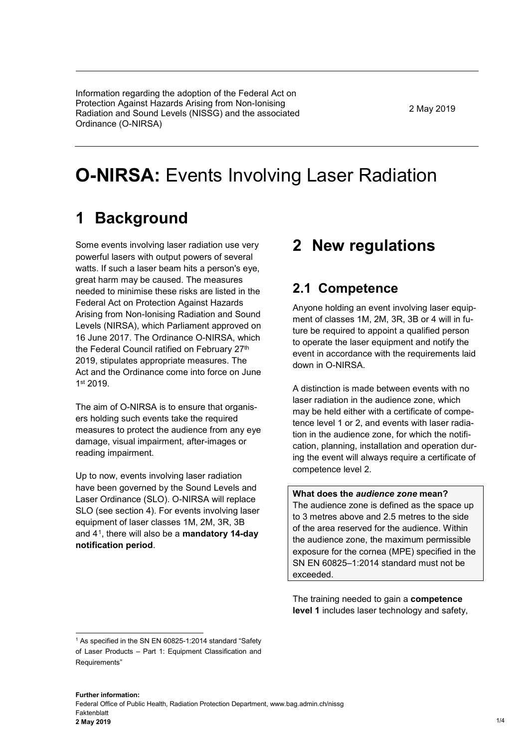Information regarding the adoption of the Federal Act on Protection Against Hazards Arising from Non-Ionising Radiation and Sound Levels (NISSG) and the associated Ordinance (O-NIRSA)

2 May 2019

# **O-NIRSA:** Events Involving Laser Radiation

## 1 Background

Some events involving laser radiation use very powerful lasers with output powers of several watts. If such a laser beam hits a person's eye, great harm may be caused. The measures needed to minimise these risks are listed in the Federal Act on Protection Against Hazards Arising from Non-Ionising Radiation and Sound Levels (NIRSA), which Parliament approved on 16 June 2017. The Ordinance O-NIRSA, which the Federal Council ratified on February 27th 2019, stipulates appropriate measures. The Act and the Ordinance come into force on June 1st 2019.

The aim of O-NIRSA is to ensure that organisers holding such events take the required measures to protect the audience from any eye damage, visual impairment, after-images or reading impairment.

Up to now, events involving laser radiation have been governed by the Sound Levels and Laser Ordinance (SLO). O-NIRSA will replace SLO (see section 4). For events involving laser equipment of laser classes 1M, 2M, 3R, 3B and 4[1], there will also be a **mandatory 14-day notification period**.

## 2 New regulations

### 2.1 Competence

Anyone holding an event involving laser equipment of classes 1M, 2M, 3R, 3B or 4 will in future be required to appoint a qualified person to operate the laser equipment and notify the event in accordance with the requirements laid down in O-NIRSA.

A distinction is made between events with no laser radiation in the audience zone, which may be held either with a certificate of competence level 1 or 2, and events with laser radiation in the audience zone, for which the notification, planning, installation and operation during the event will always require a certificate of competence level 2.

**What does the *audience zone* mean?**
The audience zone is defined as the space up to 3 metres above and 2.5 metres to the side of the area reserved for the audience. Within the audience zone, the maximum permissible exposure for the cornea (MPE) specified in the SN EN 60825–1:2014 standard must not be exceeded.

The training needed to gain a **competence level 1** includes laser technology and safety,

[1] As specified in the SN EN 60825-1:2014 standard "Safety of Laser Products – Part 1: Equipment Classification and Requirements"

**Further information:**
Federal Office of Public Health, Radiation Protection Department, www.bag.admin.ch/nissg
Faktenblatt
**2 May 2019**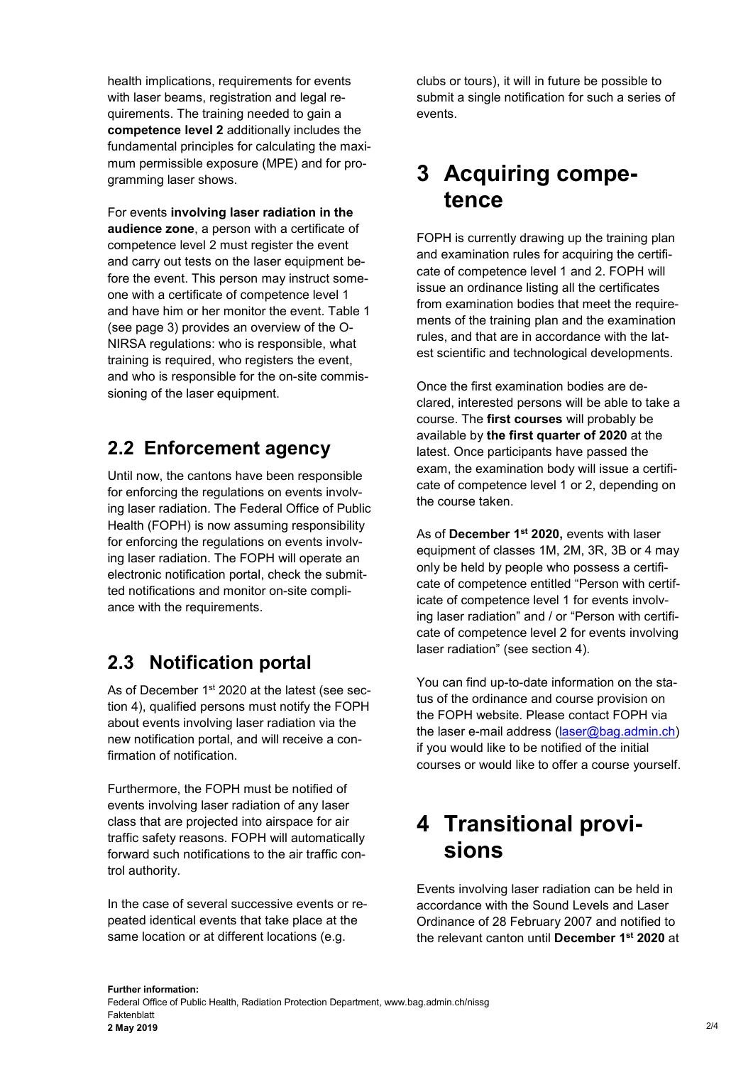health implications, requirements for events with laser beams, registration and legal requirements. The training needed to gain a **competence level 2** additionally includes the fundamental principles for calculating the maximum permissible exposure (MPE) and for programming laser shows.

For events **involving laser radiation in the audience zone**, a person with a certificate of competence level 2 must register the event and carry out tests on the laser equipment before the event. This person may instruct someone with a certificate of competence level 1 and have him or her monitor the event. Table 1 (see page 3) provides an overview of the O-NIRSA regulations: who is responsible, what training is required, who registers the event, and who is responsible for the on-site commissioning of the laser equipment.

## 2.2 Enforcement agency

Until now, the cantons have been responsible for enforcing the regulations on events involving laser radiation. The Federal Office of Public Health (FOPH) is now assuming responsibility for enforcing the regulations on events involving laser radiation. The FOPH will operate an electronic notification portal, check the submitted notifications and monitor on-site compliance with the requirements.

## 2.3 Notification portal

As of December 1st 2020 at the latest (see section 4), qualified persons must notify the FOPH about events involving laser radiation via the new notification portal, and will receive a confirmation of notification.

Furthermore, the FOPH must be notified of events involving laser radiation of any laser class that are projected into airspace for air traffic safety reasons. FOPH will automatically forward such notifications to the air traffic control authority.

In the case of several successive events or repeated identical events that take place at the same location or at different locations (e.g. clubs or tours), it will in future be possible to submit a single notification for such a series of events.

# 3 Acquiring competence

FOPH is currently drawing up the training plan and examination rules for acquiring the certificate of competence level 1 and 2. FOPH will issue an ordinance listing all the certificates from examination bodies that meet the requirements of the training plan and the examination rules, and that are in accordance with the latest scientific and technological developments.

Once the first examination bodies are declared, interested persons will be able to take a course. The **first courses** will probably be available by **the first quarter of 2020** at the latest. Once participants have passed the exam, the examination body will issue a certificate of competence level 1 or 2, depending on the course taken.

As of **December 1st 2020,** events with laser equipment of classes 1M, 2M, 3R, 3B or 4 may only be held by people who possess a certificate of competence entitled "Person with certificate of competence level 1 for events involving laser radiation" and / or "Person with certificate of competence level 2 for events involving laser radiation" (see section 4).

You can find up-to-date information on the status of the ordinance and course provision on the FOPH website. Please contact FOPH via the laser e-mail address (laser@bag.admin.ch) if you would like to be notified of the initial courses or would like to offer a course yourself.

# 4 Transitional provisions

Events involving laser radiation can be held in accordance with the Sound Levels and Laser Ordinance of 28 February 2007 and notified to the relevant canton until **December 1st 2020** at

**Further information:**
Federal Office of Public Health, Radiation Protection Department, www.bag.admin.ch/nissg
Faktenblatt
**2 May 2019**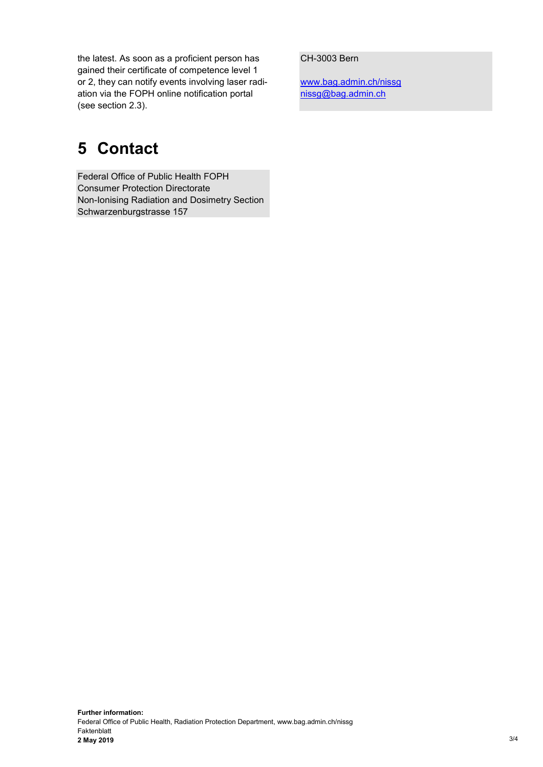the latest. As soon as a proficient person has gained their certificate of competence level 1 or 2, they can notify events involving laser radiation via the FOPH online notification portal (see section 2.3).

# 5 Contact

Federal Office of Public Health FOPH
Consumer Protection Directorate
Non-Ionising Radiation and Dosimetry Section
Schwarzenburgstrasse 157
CH-3003 Bern

www.bag.admin.ch/nissg
nissg@bag.admin.ch

**Further information:**
Federal Office of Public Health, Radiation Protection Department, www.bag.admin.ch/nissg
Faktenblatt
**2 May 2019**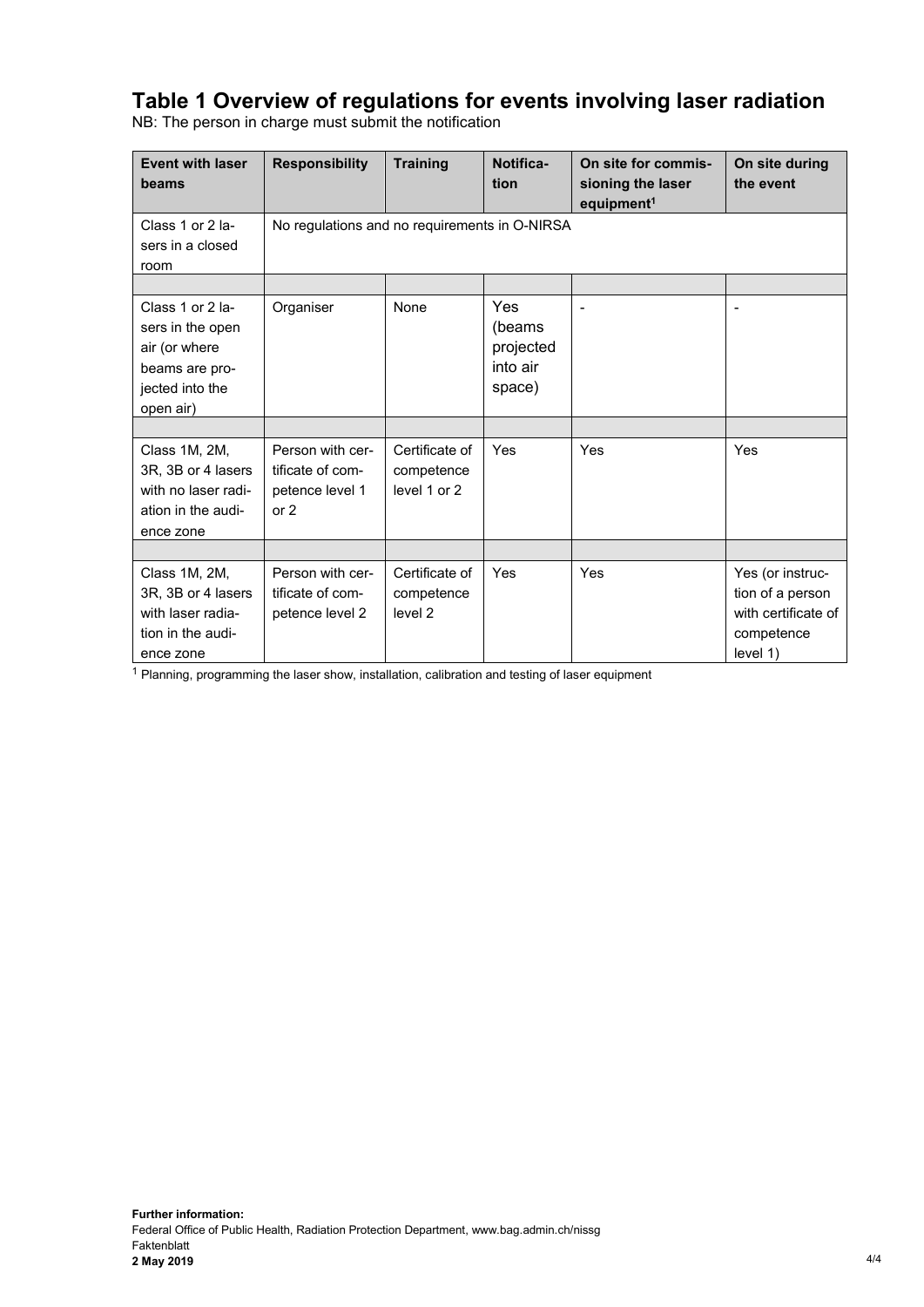# Table 1 Overview of regulations for events involving laser radiation

NB: The person in charge must submit the notification

| Event with laser beams | Responsibility | Training | Notification | On site for commissioning the laser equipment[1] | On site during the event |
|---|---|---|---|---|---|
| Class 1 or 2 lasers in a closed room | No regulations and no requirements in O-NIRSA | | | | |
| | | | | | |
| Class 1 or 2 lasers in the open air (or where beams are projected into the open air) | Organiser | None | Yes (beams projected into air space) | - | - |
| | | | | | |
| Class 1M, 2M, 3R, 3B or 4 lasers with no laser radiation in the audience zone | Person with certificate of competence level 1 or 2 | Certificate of competence level 1 or 2 | Yes | Yes | Yes |
| | | | | | |
| Class 1M, 2M, 3R, 3B or 4 lasers with laser radiation in the audience zone | Person with certificate of competence level 2 | Certificate of competence level 2 | Yes | Yes | Yes (or instruction of a person with certificate of competence level 1) |

[1] Planning, programming the laser show, installation, calibration and testing of laser equipment

**Further information:**
Federal Office of Public Health, Radiation Protection Department, www.bag.admin.ch/nissg
Faktenblatt
**2 May 2019**